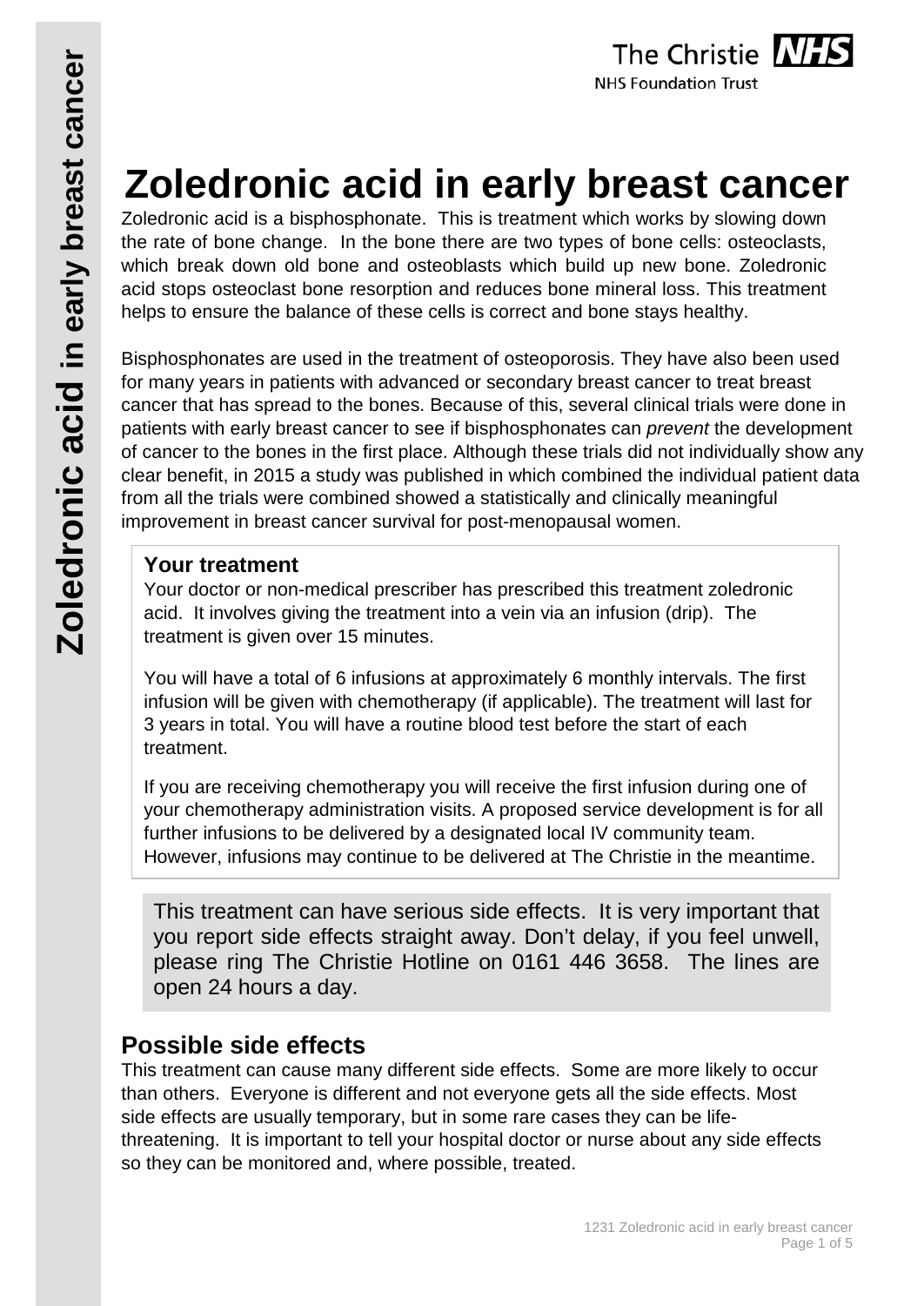# Zoledronic acid in early breast cancer

Zoledronic acid is a bisphosphonate. This is treatment which works by slowing down the rate of bone change. In the bone there are two types of bone cells: osteoclasts, which break down old bone and osteoblasts which build up new bone. Zoledronic acid stops osteoclast bone resorption and reduces bone mineral loss. This treatment helps to ensure the balance of these cells is correct and bone stays healthy.

Bisphosphonates are used in the treatment of osteoporosis. They have also been used for many years in patients with advanced or secondary breast cancer to treat breast cancer that has spread to the bones. Because of this, several clinical trials were done in patients with early breast cancer to see if bisphosphonates can *prevent* the development of cancer to the bones in the first place. Although these trials did not individually show any clear benefit, in 2015 a study was published in which combined the individual patient data from all the trials were combined showed a statistically and clinically meaningful improvement in breast cancer survival for post-menopausal women.

## Your treatment

Your doctor or non-medical prescriber has prescribed this treatment zoledronic acid. It involves giving the treatment into a vein via an infusion (drip). The treatment is given over 15 minutes.

You will have a total of 6 infusions at approximately 6 monthly intervals. The first infusion will be given with chemotherapy (if applicable). The treatment will last for 3 years in total. You will have a routine blood test before the start of each treatment.

If you are receiving chemotherapy you will receive the first infusion during one of your chemotherapy administration visits. A proposed service development is for all further infusions to be delivered by a designated local IV community team. However, infusions may continue to be delivered at The Christie in the meantime.

This treatment can have serious side effects. It is very important that you report side effects straight away. Don't delay, if you feel unwell, please ring The Christie Hotline on 0161 446 3658. The lines are open 24 hours a day.

## Possible side effects

This treatment can cause many different side effects. Some are more likely to occur than others. Everyone is different and not everyone gets all the side effects. Most side effects are usually temporary, but in some rare cases they can be life-threatening. It is important to tell your hospital doctor or nurse about any side effects so they can be monitored and, where possible, treated.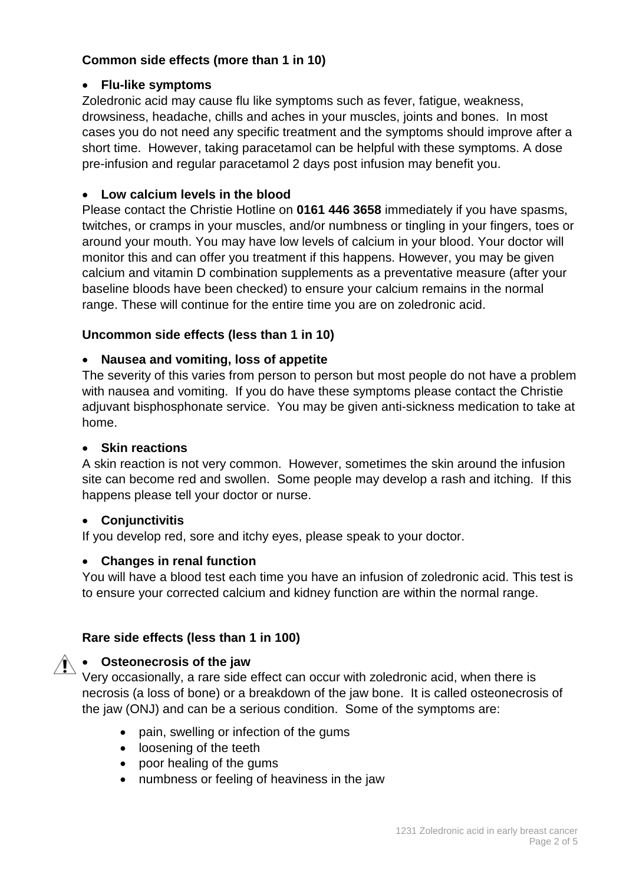**Common side effects (more than 1 in 10)**

- **Flu-like symptoms**

Zoledronic acid may cause flu like symptoms such as fever, fatigue, weakness, drowsiness, headache, chills and aches in your muscles, joints and bones. In most cases you do not need any specific treatment and the symptoms should improve after a short time. However, taking paracetamol can be helpful with these symptoms. A dose pre-infusion and regular paracetamol 2 days post infusion may benefit you.

- **Low calcium levels in the blood**

Please contact the Christie Hotline on **0161 446 3658** immediately if you have spasms, twitches, or cramps in your muscles, and/or numbness or tingling in your fingers, toes or around your mouth. You may have low levels of calcium in your blood. Your doctor will monitor this and can offer you treatment if this happens. However, you may be given calcium and vitamin D combination supplements as a preventative measure (after your baseline bloods have been checked) to ensure your calcium remains in the normal range. These will continue for the entire time you are on zoledronic acid.

**Uncommon side effects (less than 1 in 10)**

- **Nausea and vomiting, loss of appetite**

The severity of this varies from person to person but most people do not have a problem with nausea and vomiting. If you do have these symptoms please contact the Christie adjuvant bisphosphonate service. You may be given anti-sickness medication to take at home.

- **Skin reactions**

A skin reaction is not very common. However, sometimes the skin around the infusion site can become red and swollen. Some people may develop a rash and itching. If this happens please tell your doctor or nurse.

- **Conjunctivitis**

If you develop red, sore and itchy eyes, please speak to your doctor.

- **Changes in renal function**

You will have a blood test each time you have an infusion of zoledronic acid. This test is to ensure your corrected calcium and kidney function are within the normal range.

**Rare side effects (less than 1 in 100)**

- ⚠ **Osteonecrosis of the jaw**

Very occasionally, a rare side effect can occur with zoledronic acid, when there is necrosis (a loss of bone) or a breakdown of the jaw bone. It is called osteonecrosis of the jaw (ONJ) and can be a serious condition. Some of the symptoms are:

- pain, swelling or infection of the gums
- loosening of the teeth
- poor healing of the gums
- numbness or feeling of heaviness in the jaw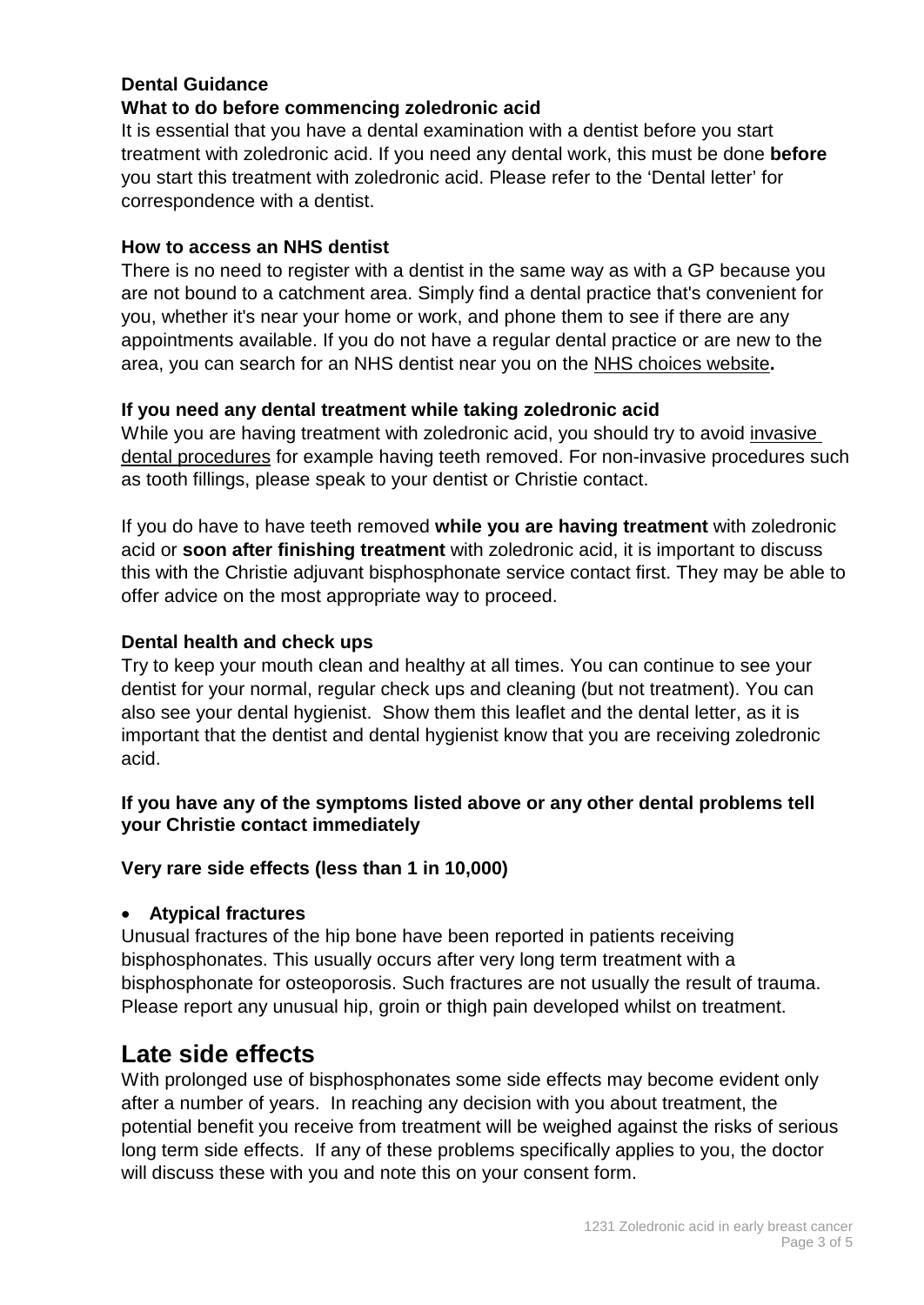**Dental Guidance**

**What to do before commencing zoledronic acid**

It is essential that you have a dental examination with a dentist before you start treatment with zoledronic acid. If you need any dental work, this must be done **before** you start this treatment with zoledronic acid. Please refer to the 'Dental letter' for correspondence with a dentist.

**How to access an NHS dentist**

There is no need to register with a dentist in the same way as with a GP because you are not bound to a catchment area. Simply find a dental practice that's convenient for you, whether it's near your home or work, and phone them to see if there are any appointments available. If you do not have a regular dental practice or are new to the area, you can search for an NHS dentist near you on the NHS choices website**.**

**If you need any dental treatment while taking zoledronic acid**

While you are having treatment with zoledronic acid, you should try to avoid invasive dental procedures for example having teeth removed. For non-invasive procedures such as tooth fillings, please speak to your dentist or Christie contact.

If you do have to have teeth removed **while you are having treatment** with zoledronic acid or **soon after finishing treatment** with zoledronic acid, it is important to discuss this with the Christie adjuvant bisphosphonate service contact first. They may be able to offer advice on the most appropriate way to proceed.

**Dental health and check ups**

Try to keep your mouth clean and healthy at all times. You can continue to see your dentist for your normal, regular check ups and cleaning (but not treatment). You can also see your dental hygienist. Show them this leaflet and the dental letter, as it is important that the dentist and dental hygienist know that you are receiving zoledronic acid.

**If you have any of the symptoms listed above or any other dental problems tell your Christie contact immediately**

**Very rare side effects (less than 1 in 10,000)**

- **Atypical fractures**

Unusual fractures of the hip bone have been reported in patients receiving bisphosphonates. This usually occurs after very long term treatment with a bisphosphonate for osteoporosis. Such fractures are not usually the result of trauma. Please report any unusual hip, groin or thigh pain developed whilst on treatment.

## Late side effects

With prolonged use of bisphosphonates some side effects may become evident only after a number of years. In reaching any decision with you about treatment, the potential benefit you receive from treatment will be weighed against the risks of serious long term side effects. If any of these problems specifically applies to you, the doctor will discuss these with you and note this on your consent form.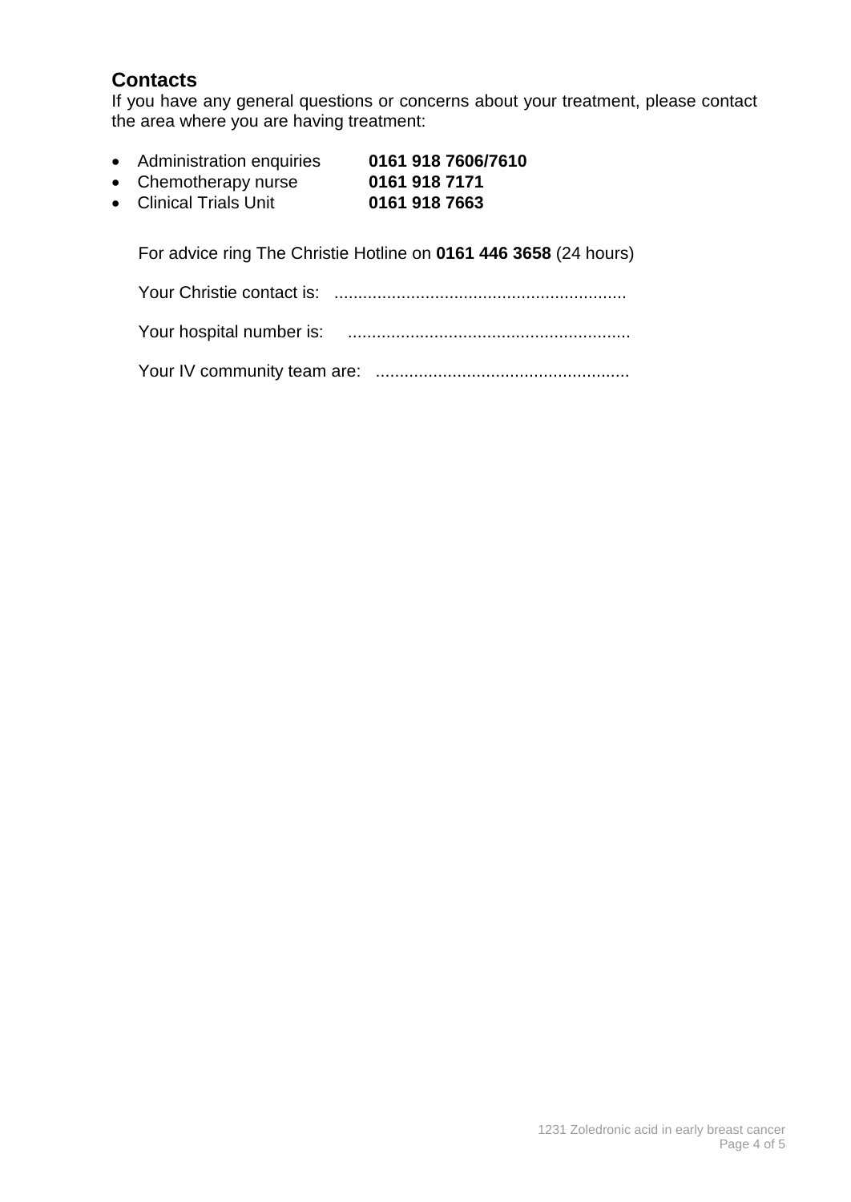## Contacts

If you have any general questions or concerns about your treatment, please contact the area where you are having treatment:

- Administration enquiries **0161 918 7606/7610**
- Chemotherapy nurse **0161 918 7171**
- Clinical Trials Unit **0161 918 7663**

For advice ring The Christie Hotline on **0161 446 3658** (24 hours)

Your Christie contact is: ............................................................

Your hospital number is: ..........................................................

Your IV community team are: ....................................................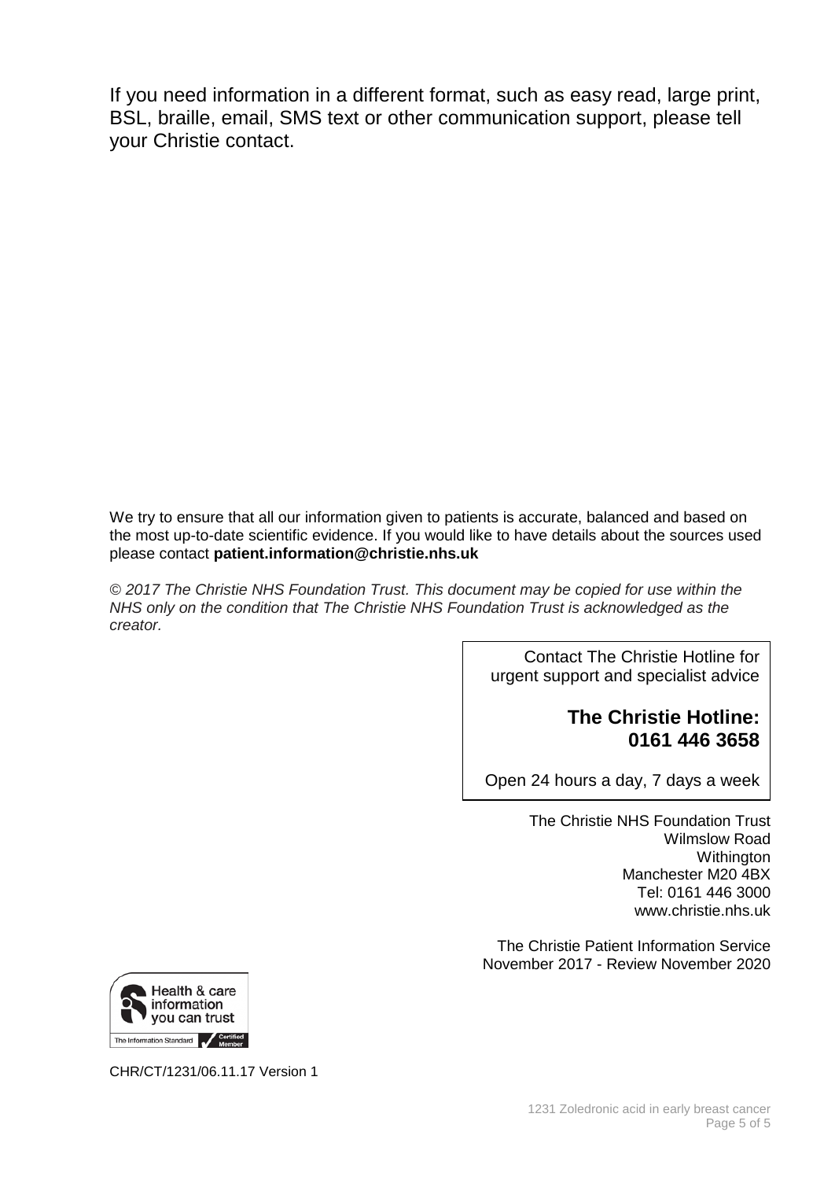If you need information in a different format, such as easy read, large print, BSL, braille, email, SMS text or other communication support, please tell your Christie contact.

We try to ensure that all our information given to patients is accurate, balanced and based on the most up-to-date scientific evidence. If you would like to have details about the sources used please contact **patient.information@christie.nhs.uk**

*© 2017 The Christie NHS Foundation Trust. This document may be copied for use within the NHS only on the condition that The Christie NHS Foundation Trust is acknowledged as the creator.*

Contact The Christie Hotline for urgent support and specialist advice

**The Christie Hotline: 0161 446 3658**

Open 24 hours a day, 7 days a week

The Christie NHS Foundation Trust
Wilmslow Road
Withington
Manchester M20 4BX
Tel: 0161 446 3000
www.christie.nhs.uk

The Christie Patient Information Service
November 2017 - Review November 2020

Health & care information you can trust
The Information Standard Certified Member

CHR/CT/1231/06.11.17 Version 1

1231 Zoledronic acid in early breast cancer